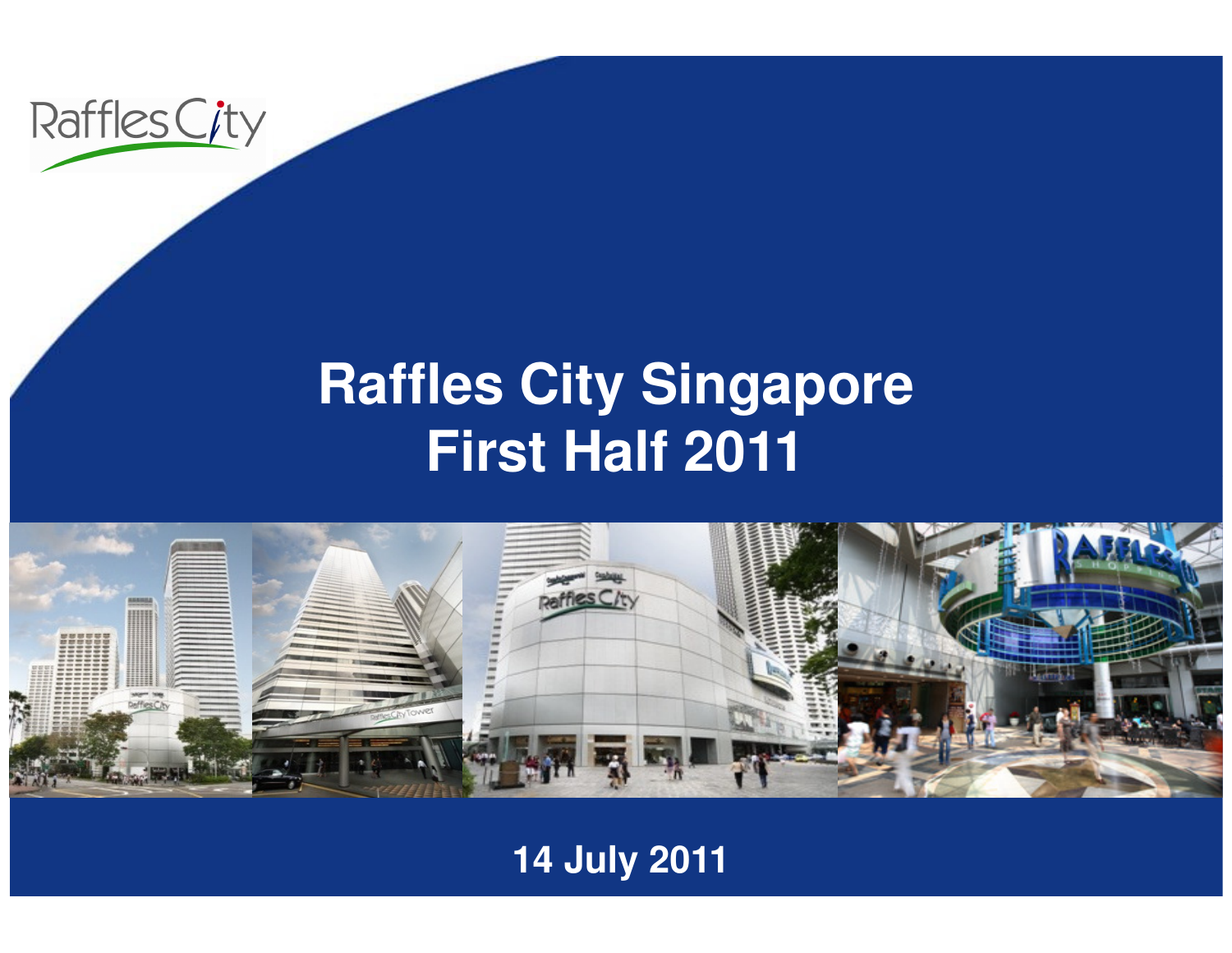Raffles City

# Raffles City Singapore
# First Half 2011

14 July 2011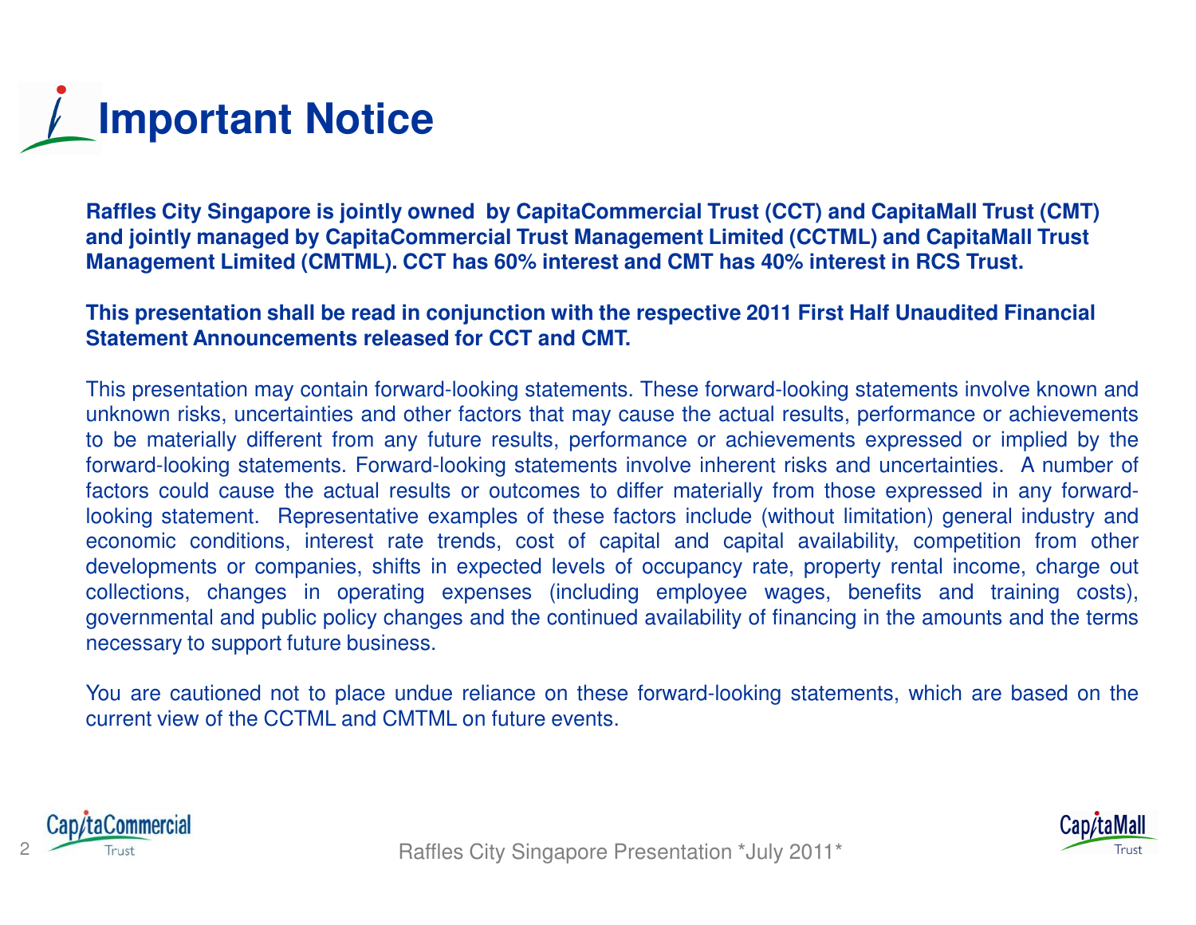# Important Notice

**Raffles City Singapore is jointly owned by CapitaCommercial Trust (CCT) and CapitaMall Trust (CMT) and jointly managed by CapitaCommercial Trust Management Limited (CCTML) and CapitaMall Trust Management Limited (CMTML). CCT has 60% interest and CMT has 40% interest in RCS Trust.**

**This presentation shall be read in conjunction with the respective 2011 First Half Unaudited Financial Statement Announcements released for CCT and CMT.**

This presentation may contain forward-looking statements. These forward-looking statements involve known and unknown risks, uncertainties and other factors that may cause the actual results, performance or achievements to be materially different from any future results, performance or achievements expressed or implied by the forward-looking statements. Forward-looking statements involve inherent risks and uncertainties. A number of factors could cause the actual results or outcomes to differ materially from those expressed in any forward-looking statement. Representative examples of these factors include (without limitation) general industry and economic conditions, interest rate trends, cost of capital and capital availability, competition from other developments or companies, shifts in expected levels of occupancy rate, property rental income, charge out collections, changes in operating expenses (including employee wages, benefits and training costs), governmental and public policy changes and the continued availability of financing in the amounts and the terms necessary to support future business.

You are cautioned not to place undue reliance on these forward-looking statements, which are based on the current view of the CCTML and CMTML on future events.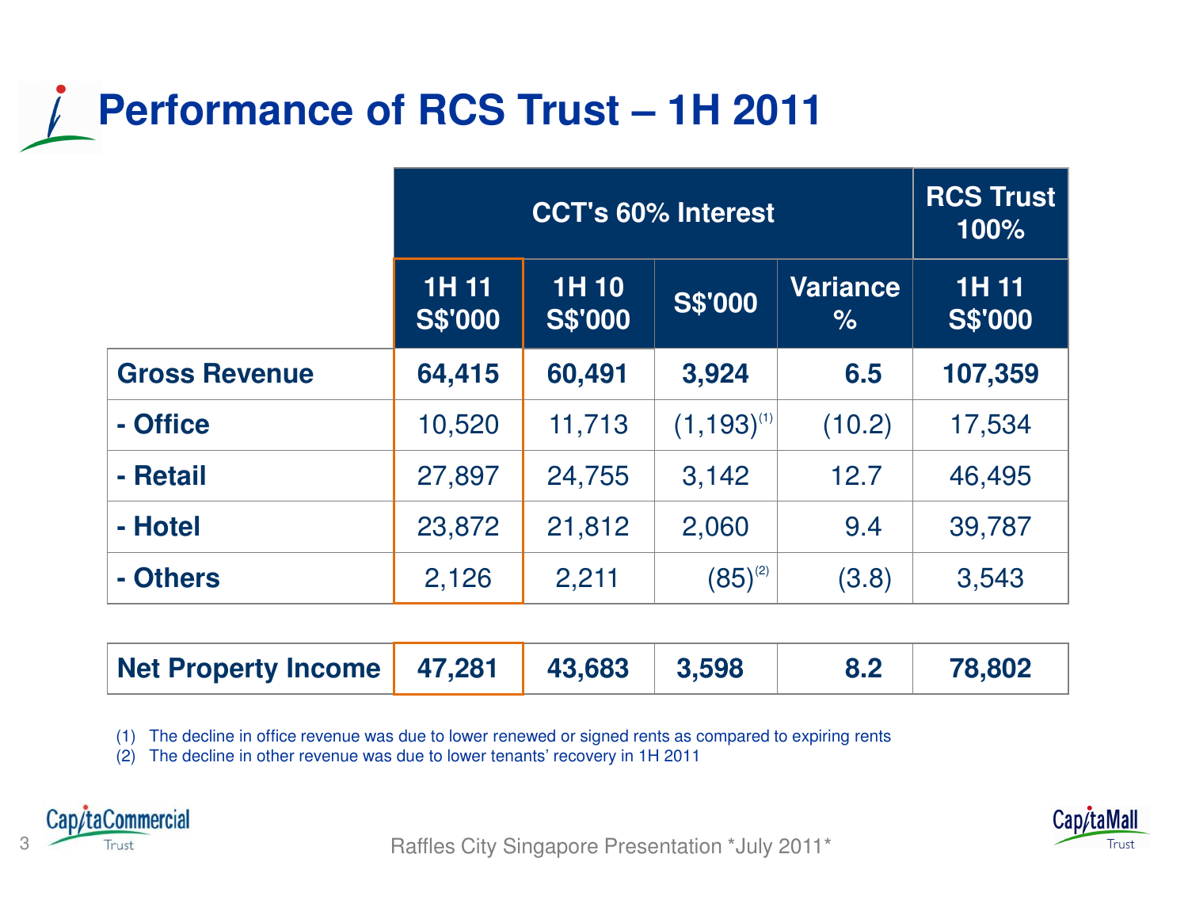# Performance of RCS Trust – 1H 2011

| | CCT's 60% Interest | | | | RCS Trust 100% |
|---|---|---|---|---|---|
| | 1H 11 S$'000 | 1H 10 S$'000 | S$'000 | Variance % | 1H 11 S$'000 |
| **Gross Revenue** | **64,415** | **60,491** | **3,924** | **6.5** | **107,359** |
| **- Office** | 10,520 | 11,713 | (1,193)[1] | (10.2) | 17,534 |
| **- Retail** | 27,897 | 24,755 | 3,142 | 12.7 | 46,495 |
| **- Hotel** | 23,872 | 21,812 | 2,060 | 9.4 | 39,787 |
| **- Others** | 2,126 | 2,211 | (85)[2] | (3.8) | 3,543 |
| **Net Property Income** | **47,281** | **43,683** | **3,598** | **8.2** | **78,802** |

(1) The decline in office revenue was due to lower renewed or signed rents as compared to expiring rents
(2) The decline in other revenue was due to lower tenants' recovery in 1H 2011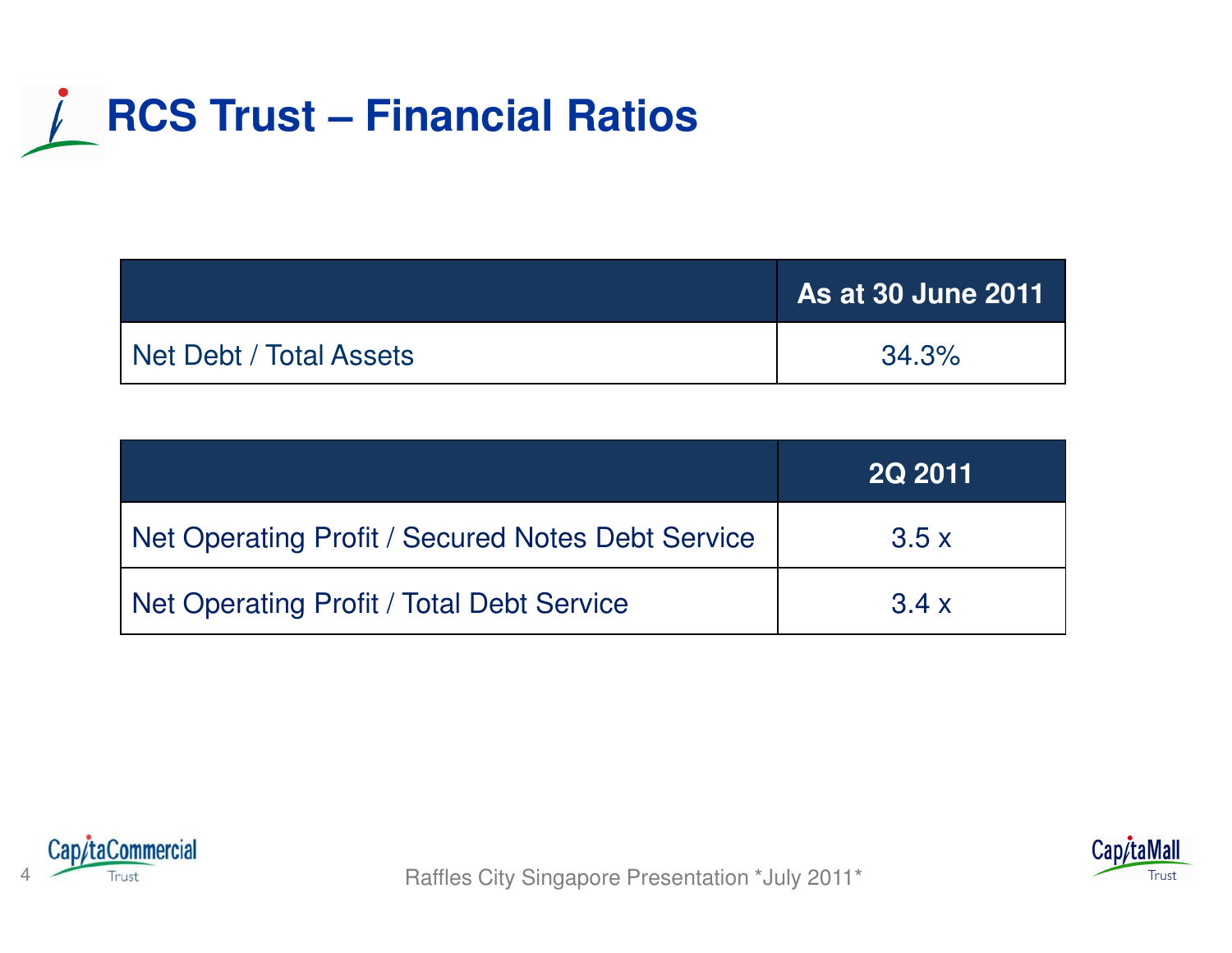# RCS Trust – Financial Ratios

| | As at 30 June 2011 |
|---|---|
| Net Debt / Total Assets | 34.3% |

| | 2Q 2011 |
|---|---|
| Net Operating Profit / Secured Notes Debt Service | 3.5 x |
| Net Operating Profit / Total Debt Service | 3.4 x |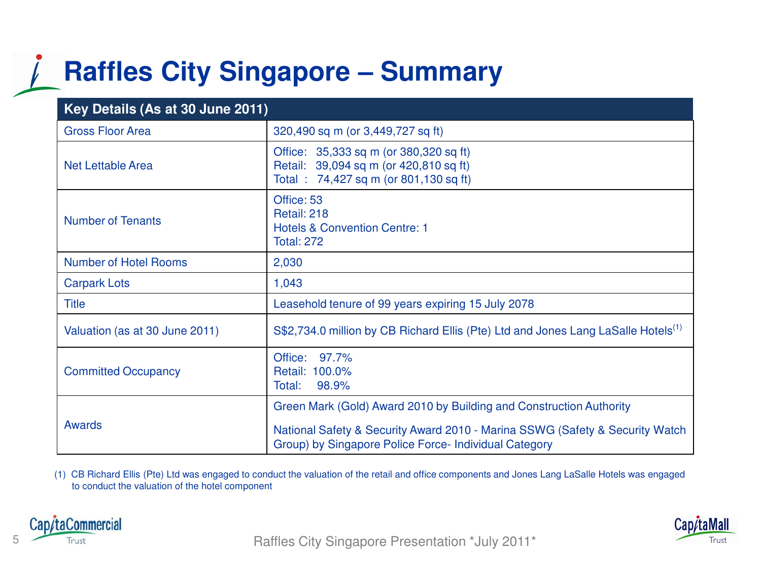# Raffles City Singapore – Summary

| Key Details (As at 30 June 2011) | |
|---|---|
| Gross Floor Area | 320,490 sq m (or 3,449,727 sq ft) |
| Net Lettable Area | Office: 35,333 sq m (or 380,320 sq ft)<br>Retail: 39,094 sq m (or 420,810 sq ft)<br>Total : 74,427 sq m (or 801,130 sq ft) |
| Number of Tenants | Office: 53<br>Retail: 218<br>Hotels & Convention Centre: 1<br>Total: 272 |
| Number of Hotel Rooms | 2,030 |
| Carpark Lots | 1,043 |
| Title | Leasehold tenure of 99 years expiring 15 July 2078 |
| Valuation (as at 30 June 2011) | S$2,734.0 million by CB Richard Ellis (Pte) Ltd and Jones Lang LaSalle Hotels[1] |
| Committed Occupancy | Office: 97.7%<br>Retail: 100.0%<br>Total: 98.9% |
| Awards | Green Mark (Gold) Award 2010 by Building and Construction Authority<br>National Safety & Security Award 2010 - Marina SSWG (Safety & Security Watch Group) by Singapore Police Force- Individual Category |

(1) CB Richard Ellis (Pte) Ltd was engaged to conduct the valuation of the retail and office components and Jones Lang LaSalle Hotels was engaged to conduct the valuation of the hotel component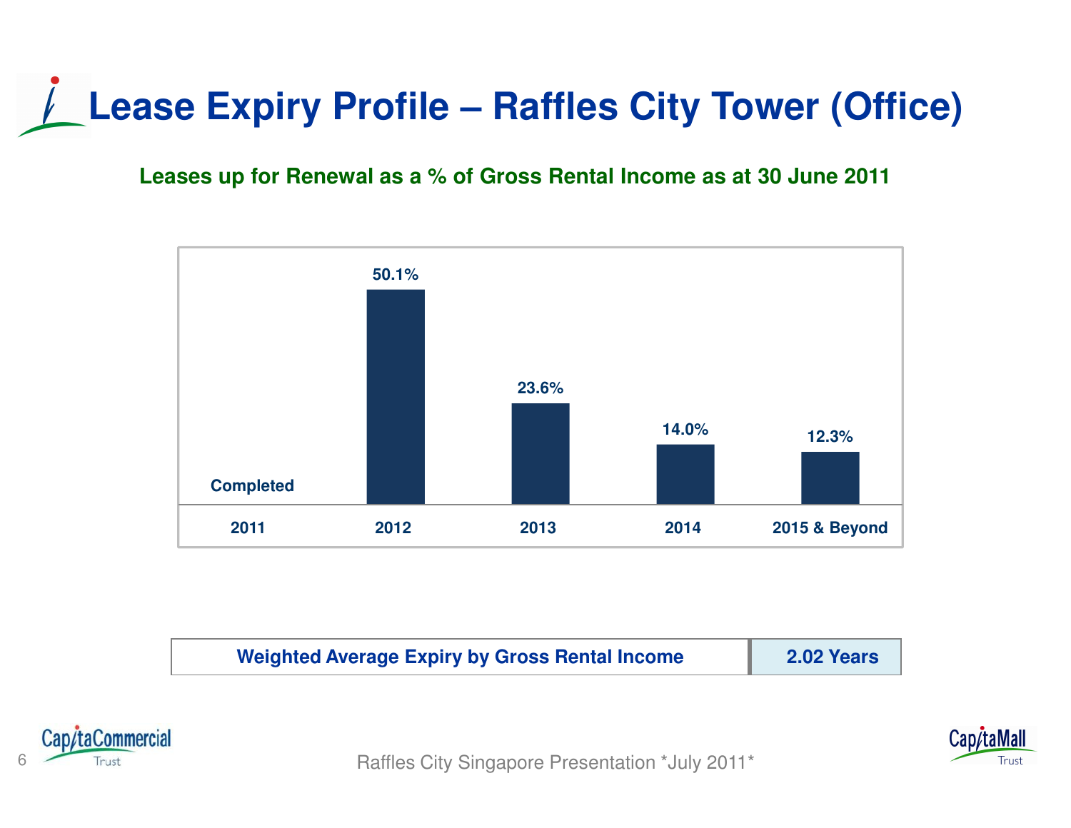# Lease Expiry Profile – Raffles City Tower (Office)

**Leases up for Renewal as a % of Gross Rental Income as at 30 June 2011**

| 2011 | 2012 | 2013 | 2014 | 2015 & Beyond |
|---|---|---|---|---|
| Completed | 50.1% | 23.6% | 14.0% | 12.3% |

| Weighted Average Expiry by Gross Rental Income | 2.02 Years |
|---|---|

Raffles City Singapore Presentation *July 2011*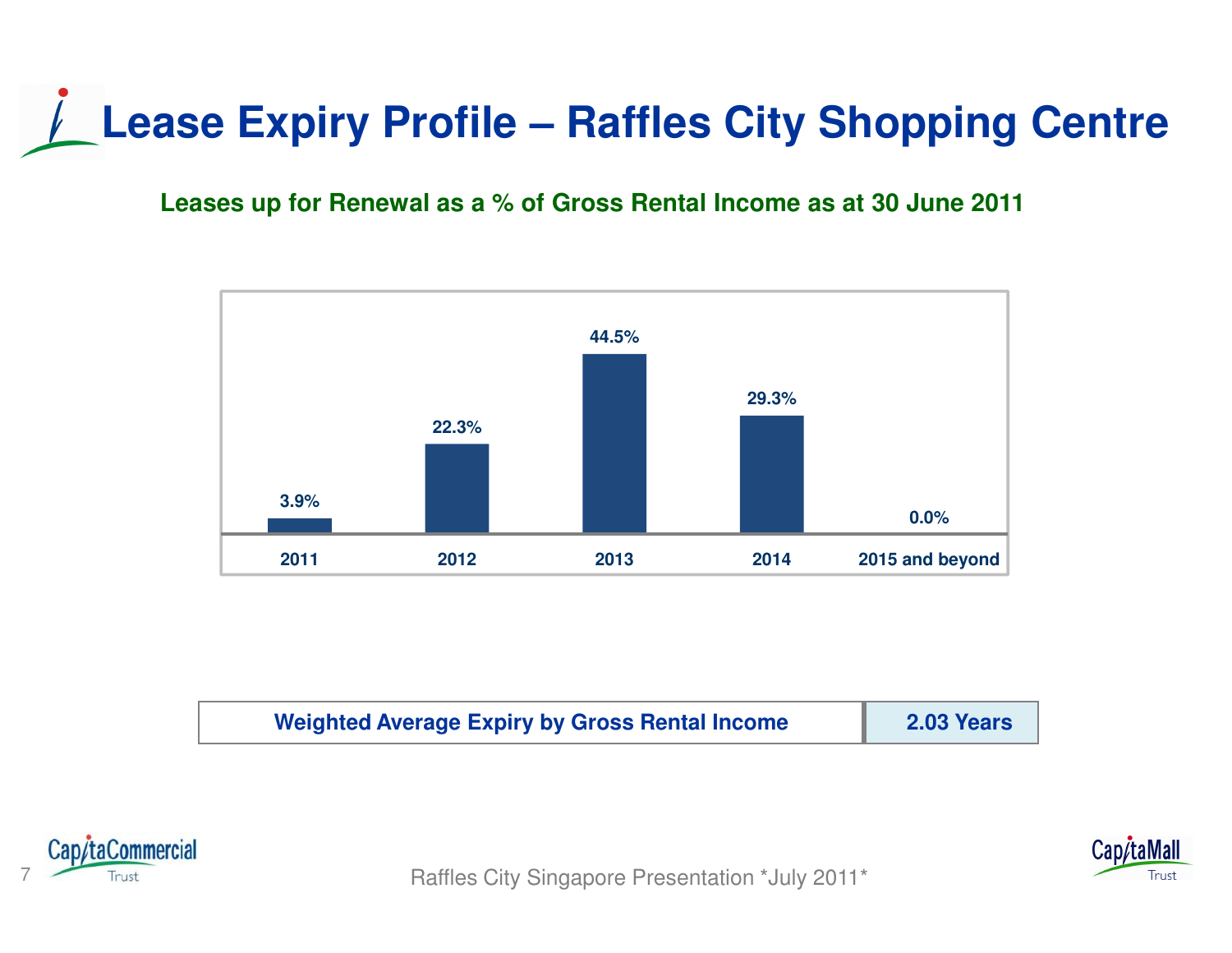# Lease Expiry Profile – Raffles City Shopping Centre

**Leases up for Renewal as a % of Gross Rental Income as at 30 June 2011**

| 2011 | 2012 | 2013 | 2014 | 2015 and beyond |
|---|---|---|---|---|
| 3.9% | 22.3% | 44.5% | 29.3% | 0.0% |

| Weighted Average Expiry by Gross Rental Income | 2.03 Years |
|---|---|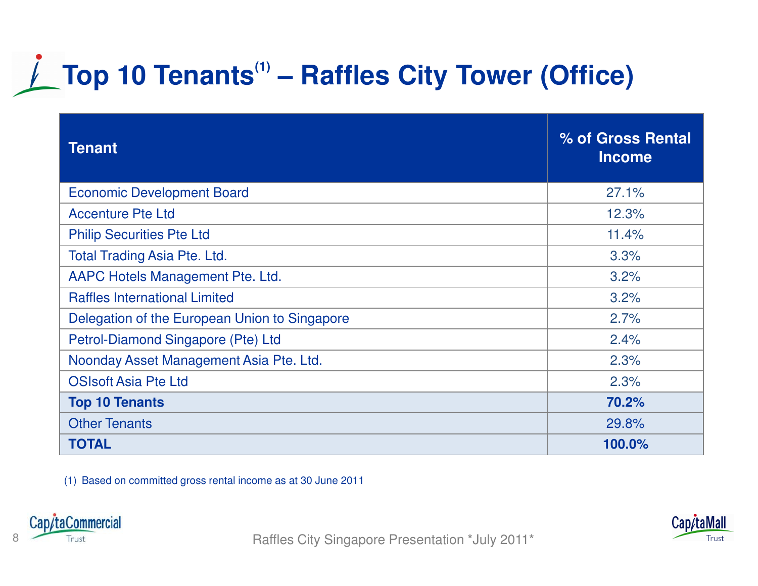# Top 10 Tenants[1] – Raffles City Tower (Office)

| Tenant | % of Gross Rental Income |
|---|---|
| Economic Development Board | 27.1% |
| Accenture Pte Ltd | 12.3% |
| Philip Securities Pte Ltd | 11.4% |
| Total Trading Asia Pte. Ltd. | 3.3% |
| AAPC Hotels Management Pte. Ltd. | 3.2% |
| Raffles International Limited | 3.2% |
| Delegation of the European Union to Singapore | 2.7% |
| Petrol-Diamond Singapore (Pte) Ltd | 2.4% |
| Noonday Asset Management Asia Pte. Ltd. | 2.3% |
| OSIsoft Asia Pte Ltd | 2.3% |
| **Top 10 Tenants** | **70.2%** |
| Other Tenants | 29.8% |
| **TOTAL** | **100.0%** |

(1) Based on committed gross rental income as at 30 June 2011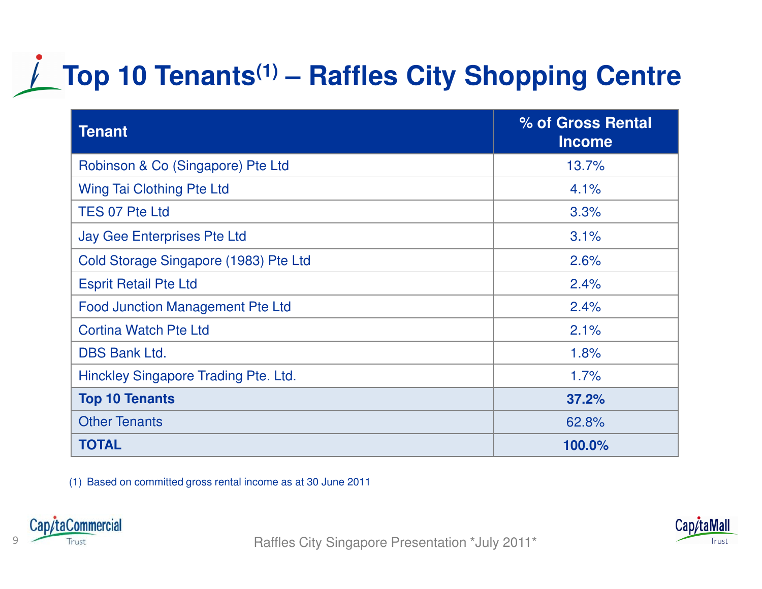# Top 10 Tenants[1] – Raffles City Shopping Centre

| Tenant | % of Gross Rental Income |
|---|---|
| Robinson & Co (Singapore) Pte Ltd | 13.7% |
| Wing Tai Clothing Pte Ltd | 4.1% |
| TES 07 Pte Ltd | 3.3% |
| Jay Gee Enterprises Pte Ltd | 3.1% |
| Cold Storage Singapore (1983) Pte Ltd | 2.6% |
| Esprit Retail Pte Ltd | 2.4% |
| Food Junction Management Pte Ltd | 2.4% |
| Cortina Watch Pte Ltd | 2.1% |
| DBS Bank Ltd. | 1.8% |
| Hinckley Singapore Trading Pte. Ltd. | 1.7% |
| **Top 10 Tenants** | **37.2%** |
| Other Tenants | 62.8% |
| **TOTAL** | **100.0%** |

(1) Based on committed gross rental income as at 30 June 2011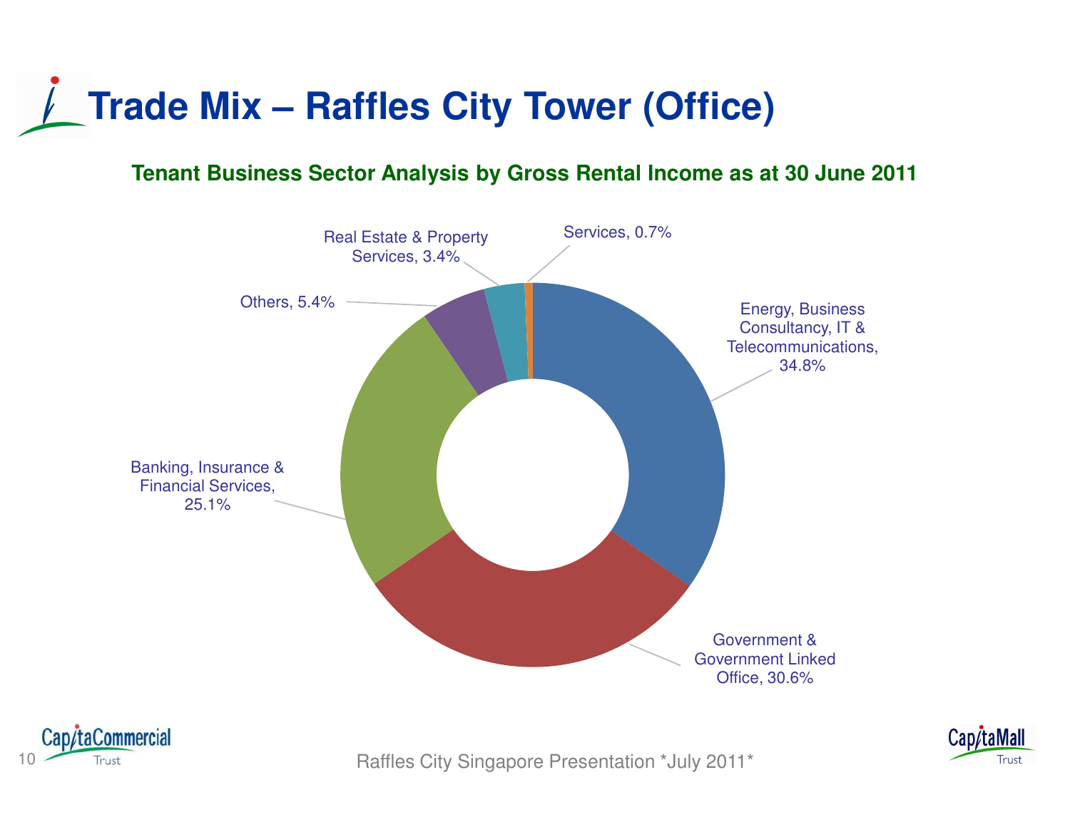# Trade Mix – Raffles City Tower (Office)

**Tenant Business Sector Analysis by Gross Rental Income as at 30 June 2011**

| Sector | % |
|---|---|
| Energy, Business Consultancy, IT & Telecommunications | 34.8% |
| Government & Government Linked Office | 30.6% |
| Banking, Insurance & Financial Services | 25.1% |
| Others | 5.4% |
| Real Estate & Property Services | 3.4% |
| Services | 0.7% |

Raffles City Singapore Presentation *July 2011*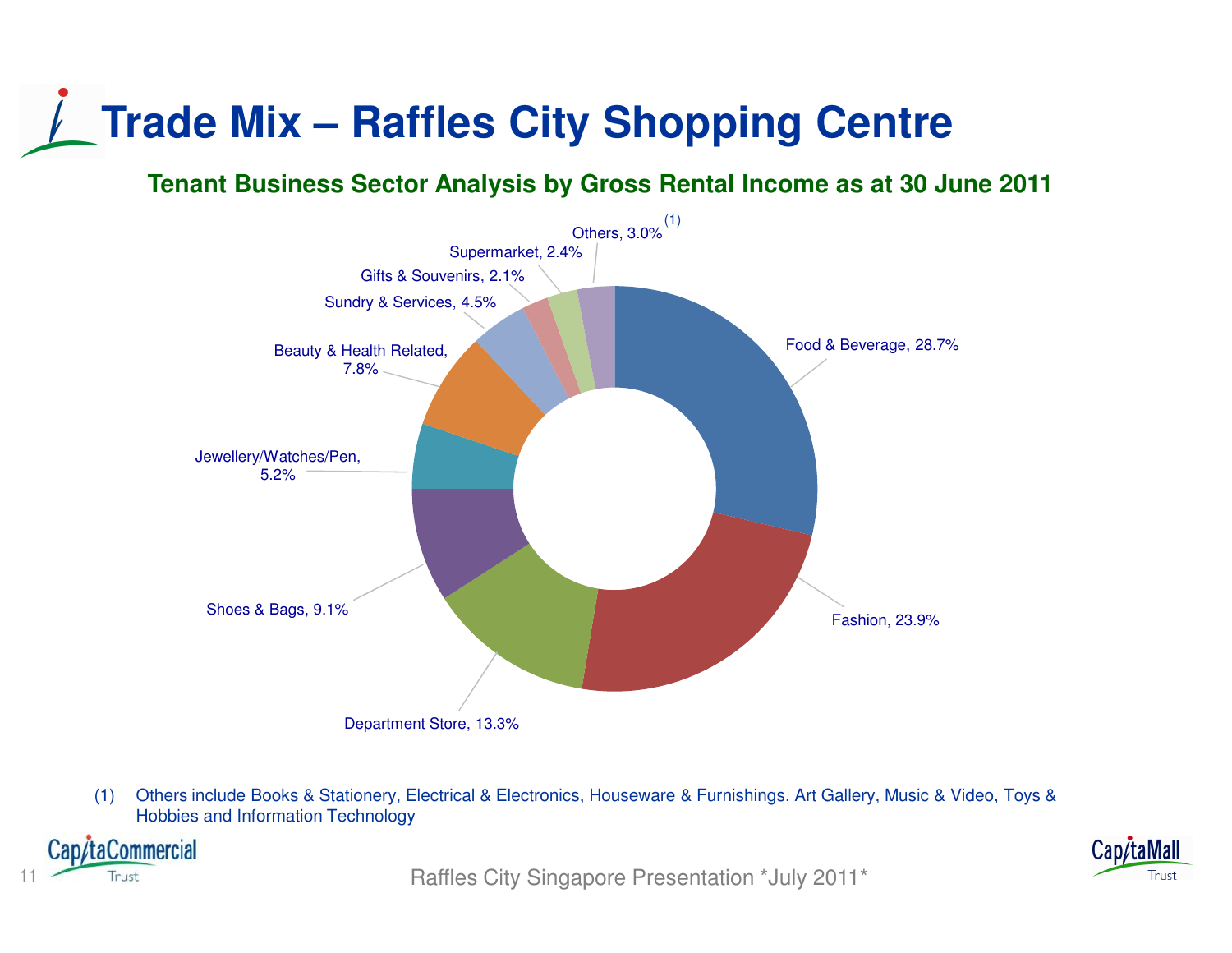# Trade Mix – Raffles City Shopping Centre

## Tenant Business Sector Analysis by Gross Rental Income as at 30 June 2011

| Sector | % |
| --- | --- |
| Food & Beverage | 28.7% |
| Fashion | 23.9% |
| Department Store | 13.3% |
| Shoes & Bags | 9.1% |
| Jewellery/Watches/Pen | 5.2% |
| Beauty & Health Related | 7.8% |
| Sundry & Services | 4.5% |
| Gifts & Souvenirs | 2.1% |
| Supermarket | 2.4% |
| Others[1] | 3.0% |

(1) Others include Books & Stationery, Electrical & Electronics, Houseware & Furnishings, Art Gallery, Music & Video, Toys & Hobbies and Information Technology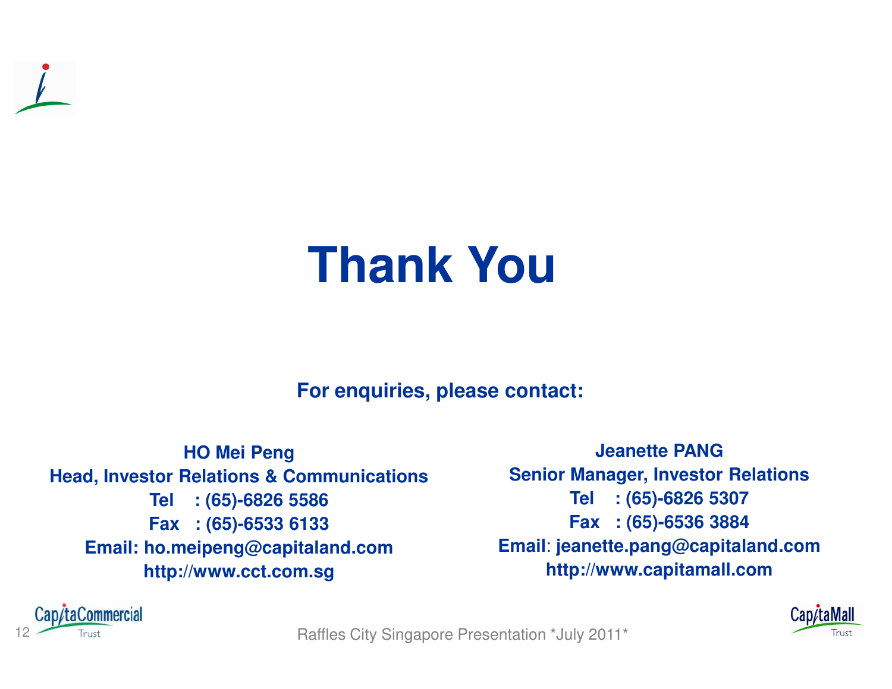# Thank You

**For enquiries, please contact:**

**HO Mei Peng**
**Head, Investor Relations & Communications**
**Tel : (65)-6826 5586**
**Fax : (65)-6533 6133**
**Email: ho.meipeng@capitaland.com**
**http://www.cct.com.sg**

**Jeanette PANG**
**Senior Manager, Investor Relations**
**Tel : (65)-6826 5307**
**Fax : (65)-6536 3884**
**Email: jeanette.pang@capitaland.com**
**http://www.capitamall.com**